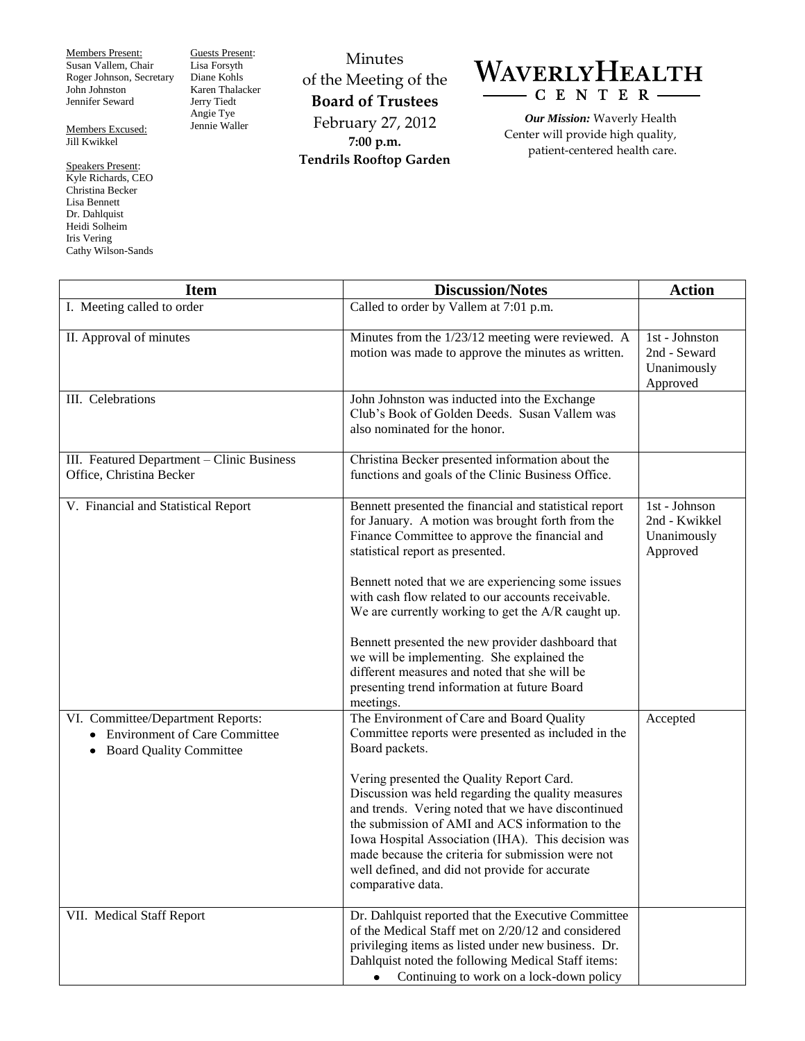Members Present:
Susan Vallem, Chair
Roger Johnson, Secretary
John Johnston
Jennifer Seward

Members Excused:
Jill Kwikkel

Speakers Present:
Kyle Richards, CEO
Christina Becker
Lisa Bennett
Dr. Dahlquist
Heidi Solheim
Iris Vering
Cathy Wilson-Sands

Guests Present:
Lisa Forsyth
Diane Kohls
Karen Thalacker
Jerry Tiedt
Angie Tye
Jennie Waller

Minutes
of the Meeting of the
**Board of Trustees**
February 27, 2012
**7:00 p.m.**
**Tendrils Rooftop Garden**

# WAVERLYHEALTH CENTER

***Our Mission:*** Waverly Health Center will provide high quality, patient-centered health care.

| Item | Discussion/Notes | Action |
|---|---|---|
| I. Meeting called to order | Called to order by Vallem at 7:01 p.m. | |
| II. Approval of minutes | Minutes from the 1/23/12 meeting were reviewed. A motion was made to approve the minutes as written. | 1st - Johnston<br>2nd - Seward<br>Unanimously Approved |
| III. Celebrations | John Johnston was inducted into the Exchange Club's Book of Golden Deeds. Susan Vallem was also nominated for the honor. | |
| III. Featured Department – Clinic Business Office, Christina Becker | Christina Becker presented information about the functions and goals of the Clinic Business Office. | |
| V. Financial and Statistical Report | Bennett presented the financial and statistical report for January. A motion was brought forth from the Finance Committee to approve the financial and statistical report as presented.<br><br>Bennett noted that we are experiencing some issues with cash flow related to our accounts receivable. We are currently working to get the A/R caught up.<br><br>Bennett presented the new provider dashboard that we will be implementing. She explained the different measures and noted that she will be presenting trend information at future Board meetings. | 1st - Johnson<br>2nd - Kwikkel<br>Unanimously Approved |
| VI. Committee/Department Reports:<br>• Environment of Care Committee<br>• Board Quality Committee | The Environment of Care and Board Quality Committee reports were presented as included in the Board packets.<br><br>Vering presented the Quality Report Card. Discussion was held regarding the quality measures and trends. Vering noted that we have discontinued the submission of AMI and ACS information to the Iowa Hospital Association (IHA). This decision was made because the criteria for submission were not well defined, and did not provide for accurate comparative data. | Accepted |
| VII. Medical Staff Report | Dr. Dahlquist reported that the Executive Committee of the Medical Staff met on 2/20/12 and considered privileging items as listed under new business. Dr. Dahlquist noted the following Medical Staff items:<br>• Continuing to work on a lock-down policy | |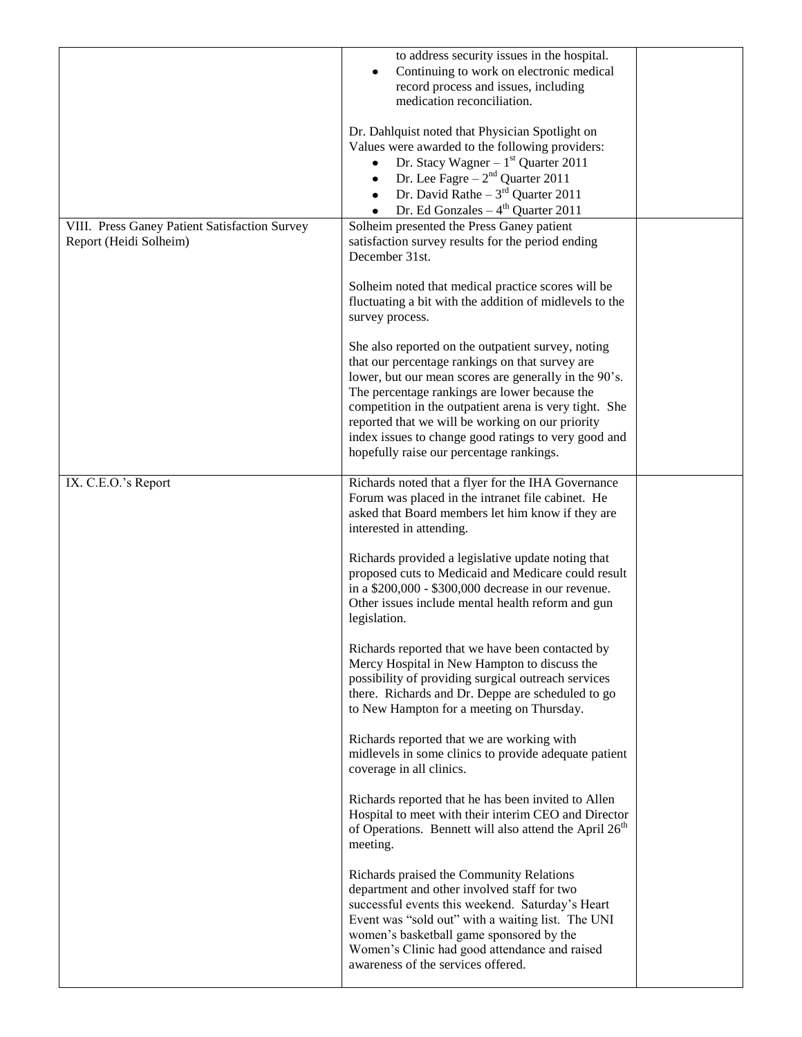| | | |
|---|---|---|
| | to address security issues in the hospital.<br>• Continuing to work on electronic medical record process and issues, including medication reconciliation.<br><br>Dr. Dahlquist noted that Physician Spotlight on Values were awarded to the following providers:<br>• Dr. Stacy Wagner – 1st Quarter 2011<br>• Dr. Lee Fagre – 2nd Quarter 2011<br>• Dr. David Rathe – 3rd Quarter 2011<br>• Dr. Ed Gonzales – 4th Quarter 2011 | |
| VIII. Press Ganey Patient Satisfaction Survey Report (Heidi Solheim) | Solheim presented the Press Ganey patient satisfaction survey results for the period ending December 31st.<br><br>Solheim noted that medical practice scores will be fluctuating a bit with the addition of midlevels to the survey process.<br><br>She also reported on the outpatient survey, noting that our percentage rankings on that survey are lower, but our mean scores are generally in the 90's. The percentage rankings are lower because the competition in the outpatient arena is very tight. She reported that we will be working on our priority index issues to change good ratings to very good and hopefully raise our percentage rankings. | |
| IX. C.E.O.'s Report | Richards noted that a flyer for the IHA Governance Forum was placed in the intranet file cabinet. He asked that Board members let him know if they are interested in attending.<br><br>Richards provided a legislative update noting that proposed cuts to Medicaid and Medicare could result in a \$200,000 - \$300,000 decrease in our revenue. Other issues include mental health reform and gun legislation.<br><br>Richards reported that we have been contacted by Mercy Hospital in New Hampton to discuss the possibility of providing surgical outreach services there. Richards and Dr. Deppe are scheduled to go to New Hampton for a meeting on Thursday.<br><br>Richards reported that we are working with midlevels in some clinics to provide adequate patient coverage in all clinics.<br><br>Richards reported that he has been invited to Allen Hospital to meet with their interim CEO and Director of Operations. Bennett will also attend the April 26th meeting.<br><br>Richards praised the Community Relations department and other involved staff for two successful events this weekend. Saturday's Heart Event was "sold out" with a waiting list. The UNI women's basketball game sponsored by the Women's Clinic had good attendance and raised awareness of the services offered. | |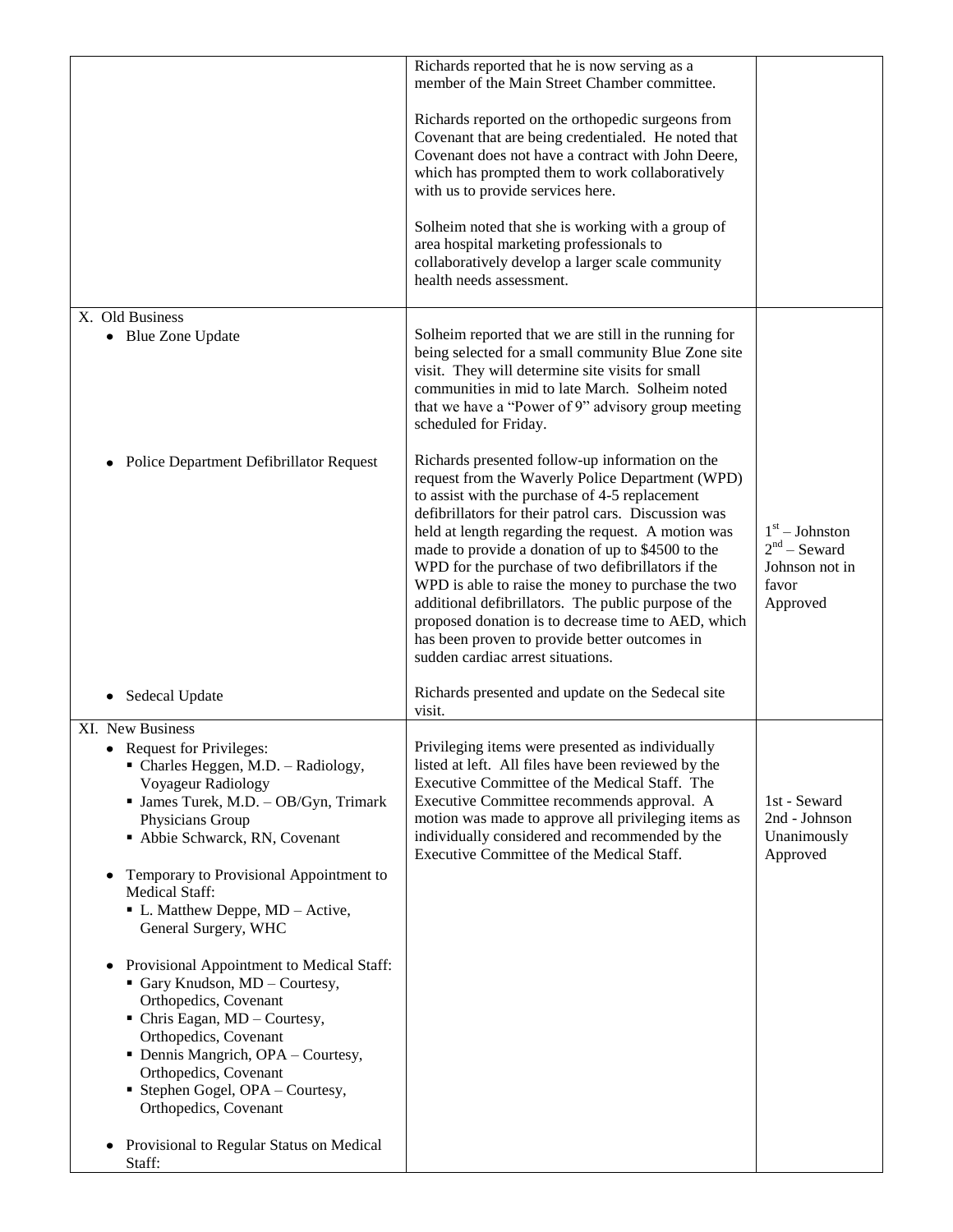| | | |
|---|---|---|
| | Richards reported that he is now serving as a member of the Main Street Chamber committee.<br><br>Richards reported on the orthopedic surgeons from Covenant that are being credentialed. He noted that Covenant does not have a contract with John Deere, which has prompted them to work collaboratively with us to provide services here.<br><br>Solheim noted that she is working with a group of area hospital marketing professionals to collaboratively develop a larger scale community health needs assessment. | |
| X. Old Business<br>• Blue Zone Update | Solheim reported that we are still in the running for being selected for a small community Blue Zone site visit. They will determine site visits for small communities in mid to late March. Solheim noted that we have a "Power of 9" advisory group meeting scheduled for Friday. | |
| • Police Department Defibrillator Request | Richards presented follow-up information on the request from the Waverly Police Department (WPD) to assist with the purchase of 4-5 replacement defibrillators for their patrol cars. Discussion was held at length regarding the request. A motion was made to provide a donation of up to $4500 to the WPD for the purchase of two defibrillators if the WPD is able to raise the money to purchase the two additional defibrillators. The public purpose of the proposed donation is to decrease time to AED, which has been proven to provide better outcomes in sudden cardiac arrest situations. | 1st – Johnston<br>2nd – Seward<br>Johnson not in favor<br>Approved |
| • Sedecal Update | Richards presented and update on the Sedecal site visit. | |
| XI. New Business<br>• Request for Privileges:<br>▪ Charles Heggen, M.D. – Radiology, Voyageur Radiology<br>▪ James Turek, M.D. – OB/Gyn, Trimark Physicians Group<br>▪ Abbie Schwarck, RN, Covenant<br><br>• Temporary to Provisional Appointment to Medical Staff:<br>▪ L. Matthew Deppe, MD – Active, General Surgery, WHC<br><br>• Provisional Appointment to Medical Staff:<br>▪ Gary Knudson, MD – Courtesy, Orthopedics, Covenant<br>▪ Chris Eagan, MD – Courtesy, Orthopedics, Covenant<br>▪ Dennis Mangrich, OPA – Courtesy, Orthopedics, Covenant<br>▪ Stephen Gogel, OPA – Courtesy, Orthopedics, Covenant<br><br>• Provisional to Regular Status on Medical Staff: | Privileging items were presented as individually listed at left. All files have been reviewed by the Executive Committee of the Medical Staff. The Executive Committee recommends approval. A motion was made to approve all privileging items as individually considered and recommended by the Executive Committee of the Medical Staff. | 1st - Seward<br>2nd - Johnson<br>Unanimously Approved |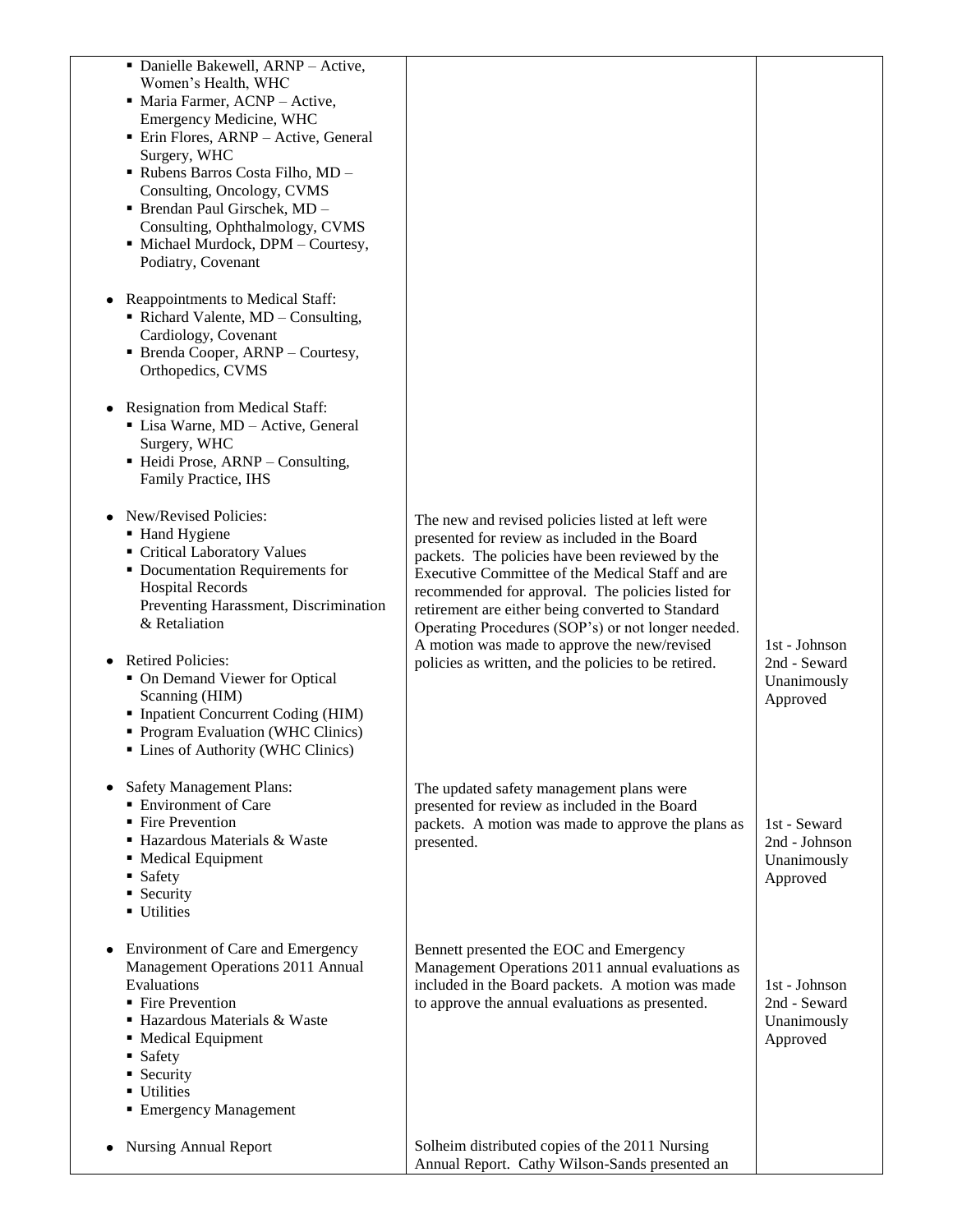| | | |
|---|---|---|
| ▪ Danielle Bakewell, ARNP – Active, Women's Health, WHC<br>▪ Maria Farmer, ACNP – Active, Emergency Medicine, WHC<br>▪ Erin Flores, ARNP – Active, General Surgery, WHC<br>▪ Rubens Barros Costa Filho, MD – Consulting, Oncology, CVMS<br>▪ Brendan Paul Girschek, MD – Consulting, Ophthalmology, CVMS<br>▪ Michael Murdock, DPM – Courtesy, Podiatry, Covenant<br><br>• Reappointments to Medical Staff:<br>▪ Richard Valente, MD – Consulting, Cardiology, Covenant<br>▪ Brenda Cooper, ARNP – Courtesy, Orthopedics, CVMS<br><br>• Resignation from Medical Staff:<br>▪ Lisa Warne, MD – Active, General Surgery, WHC<br>▪ Heidi Prose, ARNP – Consulting, Family Practice, IHS | | |
| • New/Revised Policies:<br>▪ Hand Hygiene<br>▪ Critical Laboratory Values<br>▪ Documentation Requirements for Hospital Records<br>Preventing Harassment, Discrimination & Retaliation<br><br>• Retired Policies:<br>▪ On Demand Viewer for Optical Scanning (HIM)<br>▪ Inpatient Concurrent Coding (HIM)<br>▪ Program Evaluation (WHC Clinics)<br>▪ Lines of Authority (WHC Clinics) | The new and revised policies listed at left were presented for review as included in the Board packets. The policies have been reviewed by the Executive Committee of the Medical Staff and are recommended for approval. The policies listed for retirement are either being converted to Standard Operating Procedures (SOP's) or not longer needed. A motion was made to approve the new/revised policies as written, and the policies to be retired. | 1st - Johnson<br>2nd - Seward<br>Unanimously Approved |
| • Safety Management Plans:<br>▪ Environment of Care<br>▪ Fire Prevention<br>▪ Hazardous Materials & Waste<br>▪ Medical Equipment<br>▪ Safety<br>▪ Security<br>▪ Utilities | The updated safety management plans were presented for review as included in the Board packets. A motion was made to approve the plans as presented. | 1st - Seward<br>2nd - Johnson<br>Unanimously Approved |
| • Environment of Care and Emergency Management Operations 2011 Annual Evaluations<br>▪ Fire Prevention<br>▪ Hazardous Materials & Waste<br>▪ Medical Equipment<br>▪ Safety<br>▪ Security<br>▪ Utilities<br>▪ Emergency Management | Bennett presented the EOC and Emergency Management Operations 2011 annual evaluations as included in the Board packets. A motion was made to approve the annual evaluations as presented. | 1st - Johnson<br>2nd - Seward<br>Unanimously Approved |
| • Nursing Annual Report | Solheim distributed copies of the 2011 Nursing Annual Report. Cathy Wilson-Sands presented an | |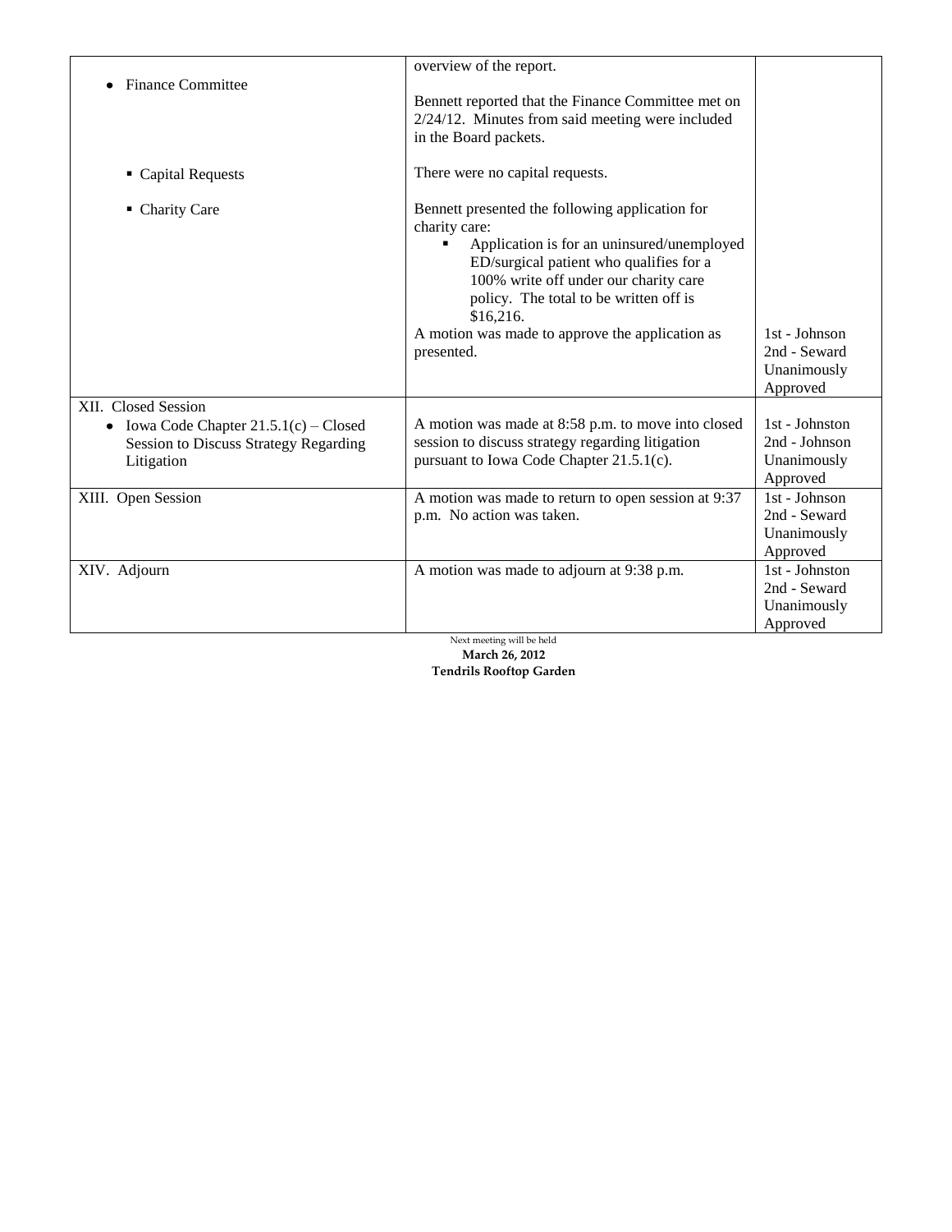| | | |
|---|---|---|
| • Finance Committee | overview of the report.<br><br>Bennett reported that the Finance Committee met on 2/24/12. Minutes from said meeting were included in the Board packets. | |
| ▪ Capital Requests | There were no capital requests. | |
| ▪ Charity Care | Bennett presented the following application for charity care:<br>▪ Application is for an uninsured/unemployed ED/surgical patient who qualifies for a 100% write off under our charity care policy. The total to be written off is $16,216.<br>A motion was made to approve the application as presented. | 1st - Johnson<br>2nd - Seward<br>Unanimously Approved |
| XII. Closed Session<br>• Iowa Code Chapter 21.5.1(c) – Closed Session to Discuss Strategy Regarding Litigation | A motion was made at 8:58 p.m. to move into closed session to discuss strategy regarding litigation pursuant to Iowa Code Chapter 21.5.1(c). | 1st - Johnston<br>2nd - Johnson<br>Unanimously Approved |
| XIII. Open Session | A motion was made to return to open session at 9:37 p.m. No action was taken. | 1st - Johnson<br>2nd - Seward<br>Unanimously Approved |
| XIV. Adjourn | A motion was made to adjourn at 9:38 p.m. | 1st - Johnston<br>2nd - Seward<br>Unanimously Approved |

Next meeting will be held
**March 26, 2012**
**Tendrils Rooftop Garden**